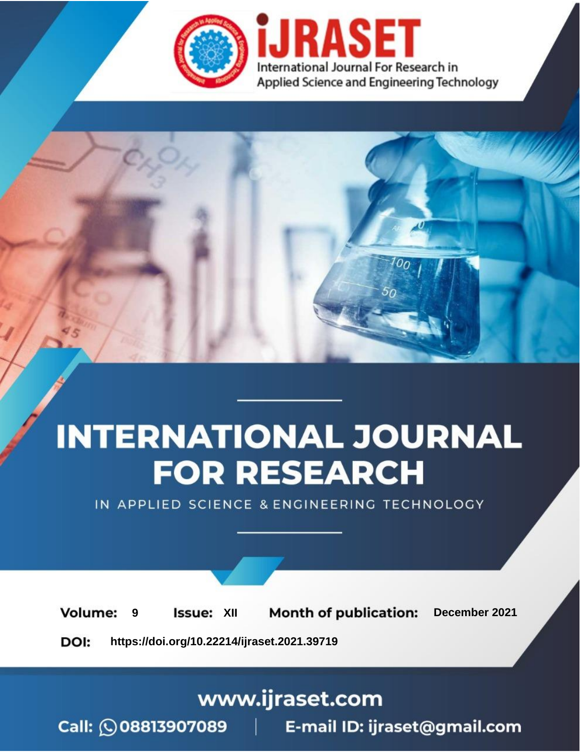# iJRASET

International Journal For Research in Applied Science and Engineering Technology

# INTERNATIONAL JOURNAL FOR RESEARCH

IN APPLIED SCIENCE & ENGINEERING TECHNOLOGY

**Volume:** 9 **Issue:** XII **Month of publication:** December 2021

**DOI:** https://doi.org/10.22214/ijraset.2021.39719

www.ijraset.com

Call: 08813907089 | E-mail ID: ijraset@gmail.com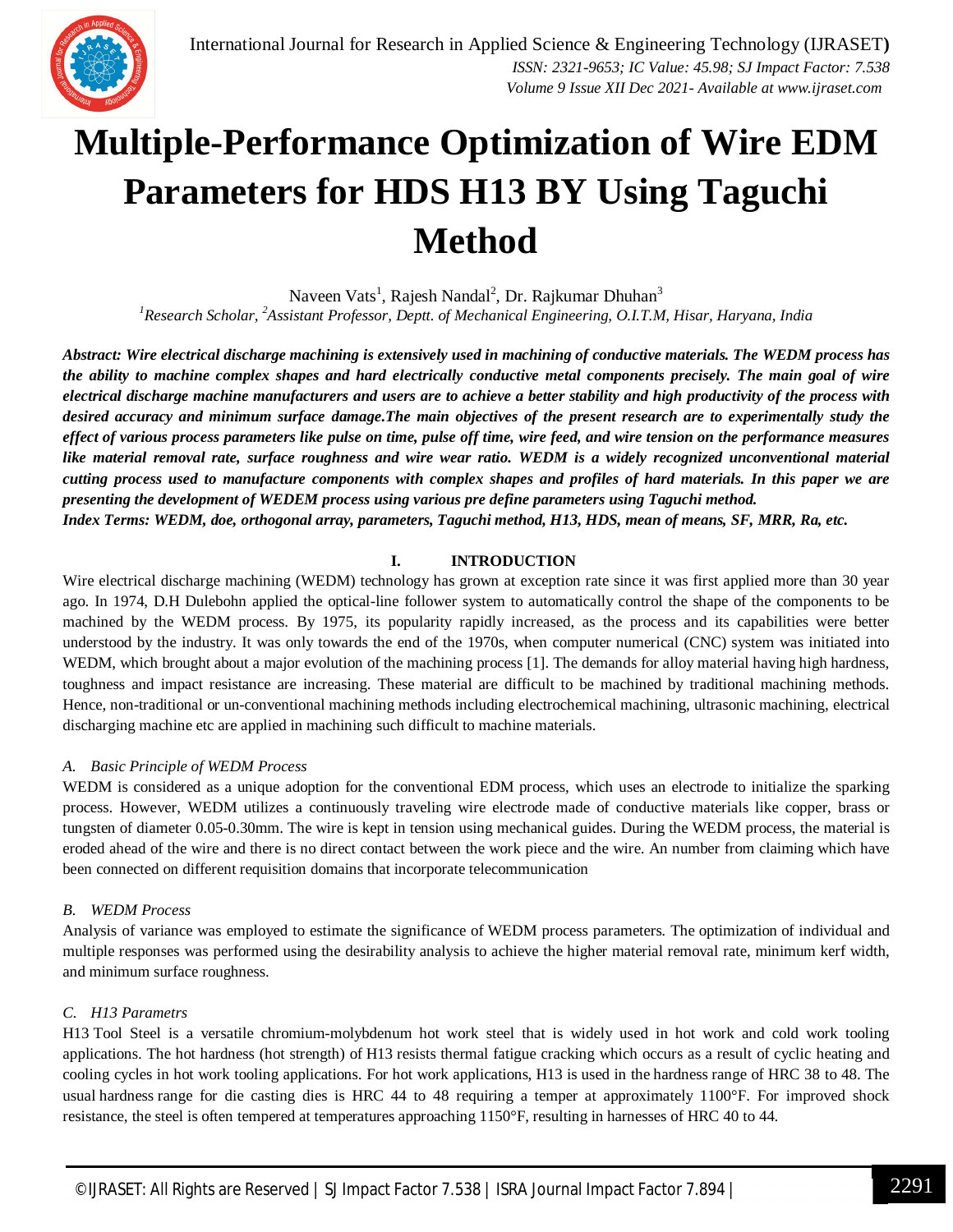# Multiple-Performance Optimization of Wire EDM Parameters for HDS H13 BY Using Taguchi Method

Naveen Vats[1], Rajesh Nandal[2], Dr. Rajkumar Dhuhan[3]

*[1]Research Scholar, [2]Assistant Professor, Deptt. of Mechanical Engineering, O.I.T.M, Hisar, Haryana, India*

***Abstract:** Wire electrical discharge machining is extensively used in machining of conductive materials. The WEDM process has the ability to machine complex shapes and hard electrically conductive metal components precisely. The main goal of wire electrical discharge machine manufacturers and users are to achieve a better stability and high productivity of the process with desired accuracy and minimum surface damage.The main objectives of the present research are to experimentally study the effect of various process parameters like pulse on time, pulse off time, wire feed, and wire tension on the performance measures like material removal rate, surface roughness and wire wear ratio. WEDM is a widely recognized unconventional material cutting process used to manufacture components with complex shapes and profiles of hard materials. In this paper we are presenting the development of WEDEM process using various pre define parameters using Taguchi method.*

***Index Terms:** WEDM, doe, orthogonal array, parameters, Taguchi method, H13, HDS, mean of means, SF, MRR, Ra, etc.*

## I. INTRODUCTION

Wire electrical discharge machining (WEDM) technology has grown at exception rate since it was first applied more than 30 year ago. In 1974, D.H Dulebohn applied the optical-line follower system to automatically control the shape of the components to be machined by the WEDM process. By 1975, its popularity rapidly increased, as the process and its capabilities were better understood by the industry. It was only towards the end of the 1970s, when computer numerical (CNC) system was initiated into WEDM, which brought about a major evolution of the machining process [1]. The demands for alloy material having high hardness, toughness and impact resistance are increasing. These material are difficult to be machined by traditional machining methods. Hence, non-traditional or un-conventional machining methods including electrochemical machining, ultrasonic machining, electrical discharging machine etc are applied in machining such difficult to machine materials.

### A. Basic Principle of WEDM Process

WEDM is considered as a unique adoption for the conventional EDM process, which uses an electrode to initialize the sparking process. However, WEDM utilizes a continuously traveling wire electrode made of conductive materials like copper, brass or tungsten of diameter 0.05-0.30mm. The wire is kept in tension using mechanical guides. During the WEDM process, the material is eroded ahead of the wire and there is no direct contact between the work piece and the wire. An number from claiming which have been connected on different requisition domains that incorporate telecommunication

### B. WEDM Process

Analysis of variance was employed to estimate the significance of WEDM process parameters. The optimization of individual and multiple responses was performed using the desirability analysis to achieve the higher material removal rate, minimum kerf width, and minimum surface roughness.

### C. H13 Parametrs

H13 Tool Steel is a versatile chromium-molybdenum hot work steel that is widely used in hot work and cold work tooling applications. The hot hardness (hot strength) of H13 resists thermal fatigue cracking which occurs as a result of cyclic heating and cooling cycles in hot work tooling applications. For hot work applications, H13 is used in the hardness range of HRC 38 to 48. The usual hardness range for die casting dies is HRC 44 to 48 requiring a temper at approximately 1100°F. For improved shock resistance, the steel is often tempered at temperatures approaching 1150°F, resulting in harnesses of HRC 40 to 44.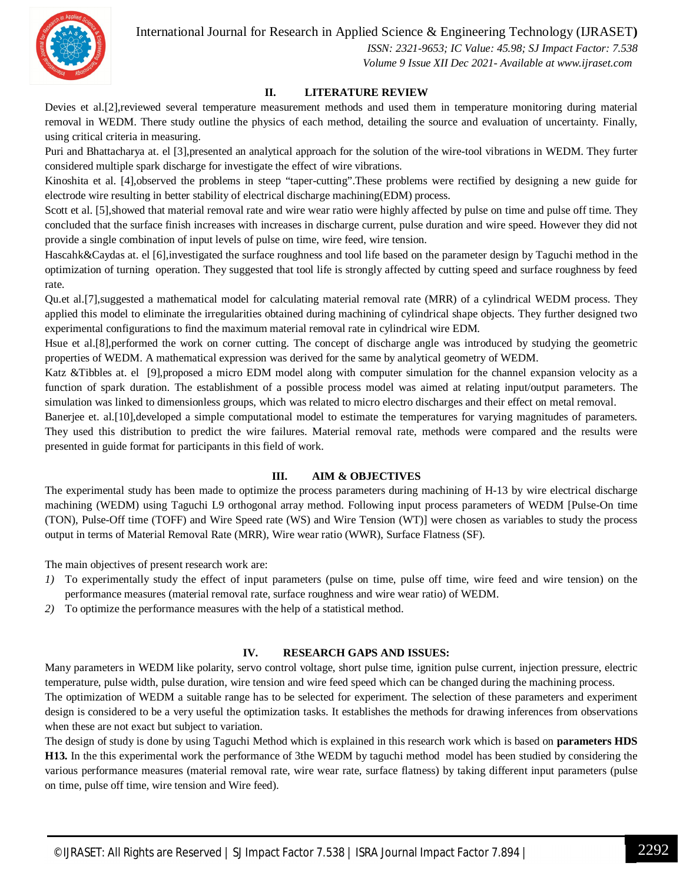## II. LITERATURE REVIEW

Devies et al.[2],reviewed several temperature measurement methods and used them in temperature monitoring during material removal in WEDM. There study outline the physics of each method, detailing the source and evaluation of uncertainty. Finally, using critical criteria in measuring.

Puri and Bhattacharya at. el [3],presented an analytical approach for the solution of the wire-tool vibrations in WEDM. They furter considered multiple spark discharge for investigate the effect of wire vibrations.

Kinoshita et al. [4],observed the problems in steep "taper-cutting".These problems were rectified by designing a new guide for electrode wire resulting in better stability of electrical discharge machining(EDM) process.

Scott et al. [5],showed that material removal rate and wire wear ratio were highly affected by pulse on time and pulse off time. They concluded that the surface finish increases with increases in discharge current, pulse duration and wire speed. However they did not provide a single combination of input levels of pulse on time, wire feed, wire tension.

Hascahk&Caydas at. el [6],investigated the surface roughness and tool life based on the parameter design by Taguchi method in the optimization of turning operation. They suggested that tool life is strongly affected by cutting speed and surface roughness by feed rate.

Qu.et al.[7],suggested a mathematical model for calculating material removal rate (MRR) of a cylindrical WEDM process. They applied this model to eliminate the irregularities obtained during machining of cylindrical shape objects. They further designed two experimental configurations to find the maximum material removal rate in cylindrical wire EDM.

Hsue et al.[8],performed the work on corner cutting. The concept of discharge angle was introduced by studying the geometric properties of WEDM. A mathematical expression was derived for the same by analytical geometry of WEDM.

Katz &Tibbles at. el [9],proposed a micro EDM model along with computer simulation for the channel expansion velocity as a function of spark duration. The establishment of a possible process model was aimed at relating input/output parameters. The simulation was linked to dimensionless groups, which was related to micro electro discharges and their effect on metal removal.

Banerjee et. al.[10],developed a simple computational model to estimate the temperatures for varying magnitudes of parameters. They used this distribution to predict the wire failures. Material removal rate, methods were compared and the results were presented in guide format for participants in this field of work.

## III. AIM & OBJECTIVES

The experimental study has been made to optimize the process parameters during machining of H-13 by wire electrical discharge machining (WEDM) using Taguchi L9 orthogonal array method. Following input process parameters of WEDM [Pulse-On time (TON), Pulse-Off time (TOFF) and Wire Speed rate (WS) and Wire Tension (WT)] were chosen as variables to study the process output in terms of Material Removal Rate (MRR), Wire wear ratio (WWR), Surface Flatness (SF).

The main objectives of present research work are:

1) To experimentally study the effect of input parameters (pulse on time, pulse off time, wire feed and wire tension) on the performance measures (material removal rate, surface roughness and wire wear ratio) of WEDM.
2) To optimize the performance measures with the help of a statistical method.

## IV. RESEARCH GAPS AND ISSUES:

Many parameters in WEDM like polarity, servo control voltage, short pulse time, ignition pulse current, injection pressure, electric temperature, pulse width, pulse duration, wire tension and wire feed speed which can be changed during the machining process.

The optimization of WEDM a suitable range has to be selected for experiment. The selection of these parameters and experiment design is considered to be a very useful the optimization tasks. It establishes the methods for drawing inferences from observations when these are not exact but subject to variation.

The design of study is done by using Taguchi Method which is explained in this research work which is based on **parameters HDS H13.** In the this experimental work the performance of 3the WEDM by taguchi method model has been studied by considering the various performance measures (material removal rate, wire wear rate, surface flatness) by taking different input parameters (pulse on time, pulse off time, wire tension and Wire feed).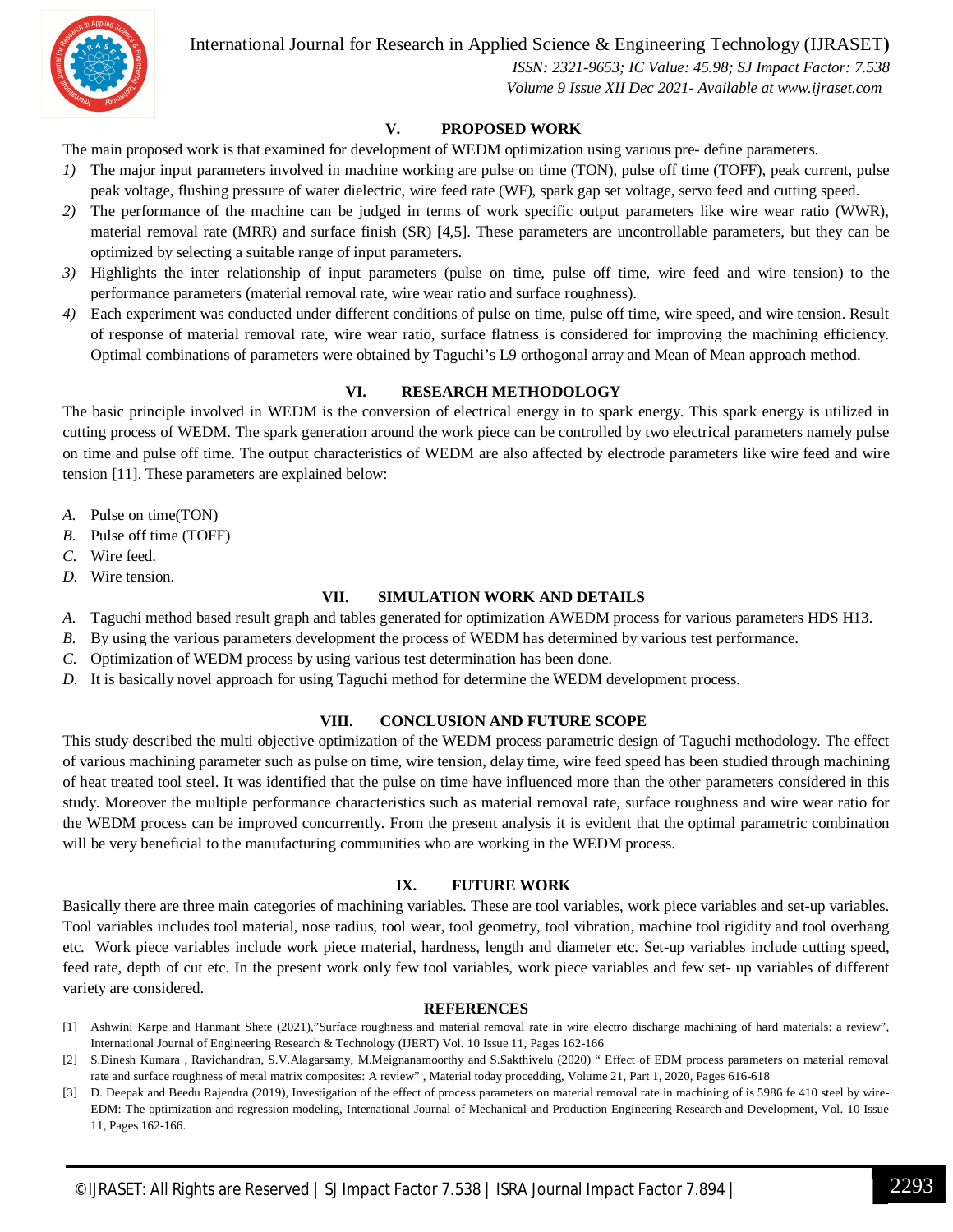## V. PROPOSED WORK

The main proposed work is that examined for development of WEDM optimization using various pre- define parameters.

1) The major input parameters involved in machine working are pulse on time (TON), pulse off time (TOFF), peak current, pulse peak voltage, flushing pressure of water dielectric, wire feed rate (WF), spark gap set voltage, servo feed and cutting speed.
2) The performance of the machine can be judged in terms of work specific output parameters like wire wear ratio (WWR), material removal rate (MRR) and surface finish (SR) [4,5]. These parameters are uncontrollable parameters, but they can be optimized by selecting a suitable range of input parameters.
3) Highlights the inter relationship of input parameters (pulse on time, pulse off time, wire feed and wire tension) to the performance parameters (material removal rate, wire wear ratio and surface roughness).
4) Each experiment was conducted under different conditions of pulse on time, pulse off time, wire speed, and wire tension. Result of response of material removal rate, wire wear ratio, surface flatness is considered for improving the machining efficiency. Optimal combinations of parameters were obtained by Taguchi's L9 orthogonal array and Mean of Mean approach method.

## VI. RESEARCH METHODOLOGY

The basic principle involved in WEDM is the conversion of electrical energy in to spark energy. This spark energy is utilized in cutting process of WEDM. The spark generation around the work piece can be controlled by two electrical parameters namely pulse on time and pulse off time. The output characteristics of WEDM are also affected by electrode parameters like wire feed and wire tension [11]. These parameters are explained below:

A. Pulse on time(TON)
B. Pulse off time (TOFF)
C. Wire feed.
D. Wire tension.

## VII. SIMULATION WORK AND DETAILS

A. Taguchi method based result graph and tables generated for optimization AWEDM process for various parameters HDS H13.
B. By using the various parameters development the process of WEDM has determined by various test performance.
C. Optimization of WEDM process by using various test determination has been done.
D. It is basically novel approach for using Taguchi method for determine the WEDM development process.

## VIII. CONCLUSION AND FUTURE SCOPE

This study described the multi objective optimization of the WEDM process parametric design of Taguchi methodology. The effect of various machining parameter such as pulse on time, wire tension, delay time, wire feed speed has been studied through machining of heat treated tool steel. It was identified that the pulse on time have influenced more than the other parameters considered in this study. Moreover the multiple performance characteristics such as material removal rate, surface roughness and wire wear ratio for the WEDM process can be improved concurrently. From the present analysis it is evident that the optimal parametric combination will be very beneficial to the manufacturing communities who are working in the WEDM process.

## IX. FUTURE WORK

Basically there are three main categories of machining variables. These are tool variables, work piece variables and set-up variables. Tool variables includes tool material, nose radius, tool wear, tool geometry, tool vibration, machine tool rigidity and tool overhang etc. Work piece variables include work piece material, hardness, length and diameter etc. Set-up variables include cutting speed, feed rate, depth of cut etc. In the present work only few tool variables, work piece variables and few set- up variables of different variety are considered.

## REFERENCES

[1] Ashwini Karpe and Hanmant Shete (2021),"Surface roughness and material removal rate in wire electro discharge machining of hard materials: a review", International Journal of Engineering Research & Technology (IJERT) Vol. 10 Issue 11, Pages 162-166

[2] S.Dinesh Kumara , Ravichandran, S.V.Alagarsamy, M.Meignanamoorthy and S.Sakthivelu (2020) " Effect of EDM process parameters on material removal rate and surface roughness of metal matrix composites: A review" , Material today procedding, Volume 21, Part 1, 2020, Pages 616-618

[3] D. Deepak and Beedu Rajendra (2019), Investigation of the effect of process parameters on material removal rate in machining of is 5986 fe 410 steel by wire-EDM: The optimization and regression modeling, International Journal of Mechanical and Production Engineering Research and Development, Vol. 10 Issue 11, Pages 162-166.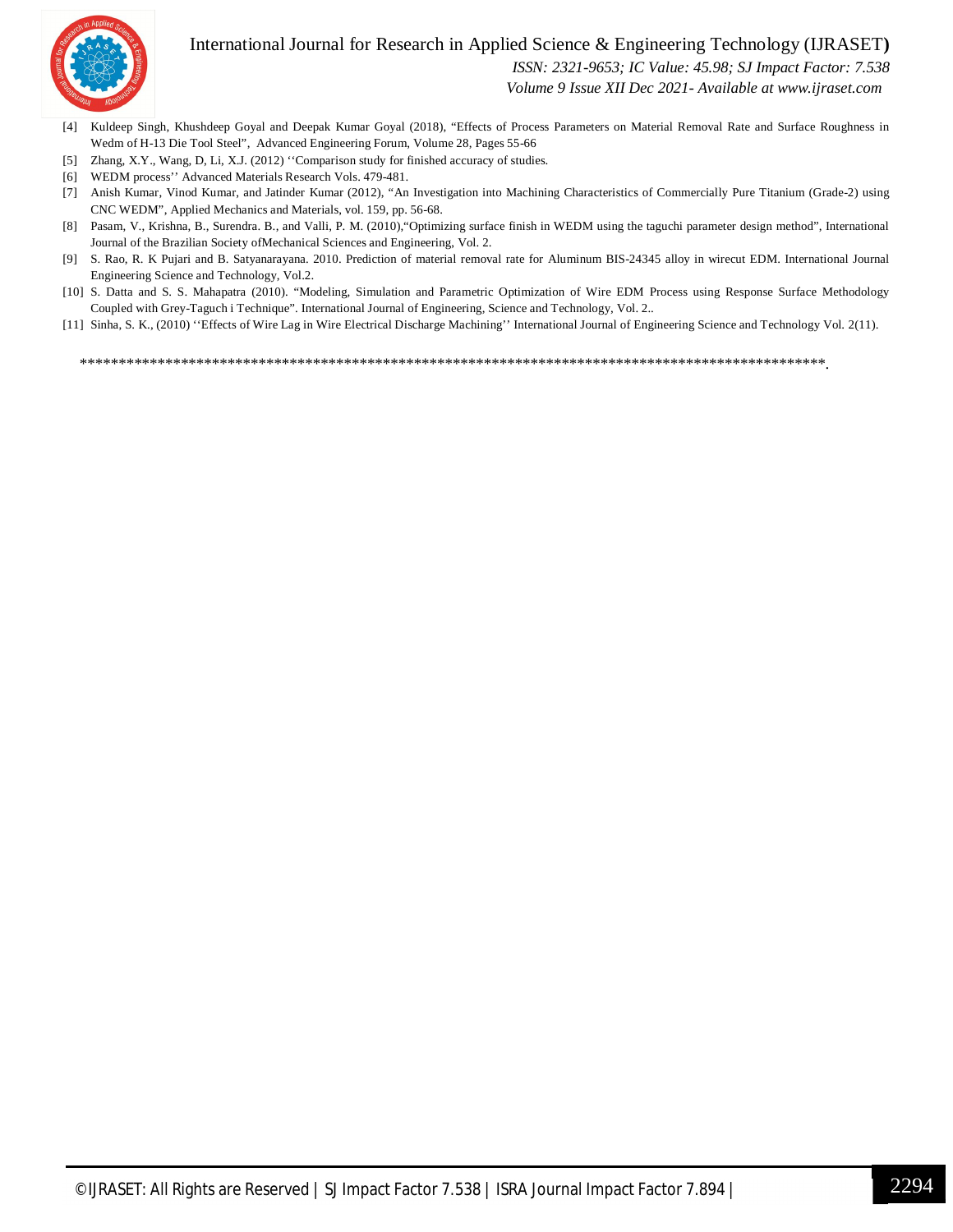[4] Kuldeep Singh, Khushdeep Goyal and Deepak Kumar Goyal (2018), "Effects of Process Parameters on Material Removal Rate and Surface Roughness in Wedm of H-13 Die Tool Steel", Advanced Engineering Forum, Volume 28, Pages 55-66

[5] Zhang, X.Y., Wang, D, Li, X.J. (2012) ''Comparison study for finished accuracy of studies.

[6] WEDM process'' Advanced Materials Research Vols. 479-481.

[7] Anish Kumar, Vinod Kumar, and Jatinder Kumar (2012), "An Investigation into Machining Characteristics of Commercially Pure Titanium (Grade-2) using CNC WEDM", Applied Mechanics and Materials, vol. 159, pp. 56-68.

[8] Pasam, V., Krishna, B., Surendra. B., and Valli, P. M. (2010),"Optimizing surface finish in WEDM using the taguchi parameter design method", International Journal of the Brazilian Society ofMechanical Sciences and Engineering, Vol. 2.

[9] S. Rao, R. K Pujari and B. Satyanarayana. 2010. Prediction of material removal rate for Aluminum BIS-24345 alloy in wirecut EDM. International Journal Engineering Science and Technology, Vol.2.

[10] S. Datta and S. S. Mahapatra (2010). "Modeling, Simulation and Parametric Optimization of Wire EDM Process using Response Surface Methodology Coupled with Grey-Taguch i Technique". International Journal of Engineering, Science and Technology, Vol. 2..

[11] Sinha, S. K., (2010) ''Effects of Wire Lag in Wire Electrical Discharge Machining'' International Journal of Engineering Science and Technology Vol. 2(11).

*****************************************************************************************************.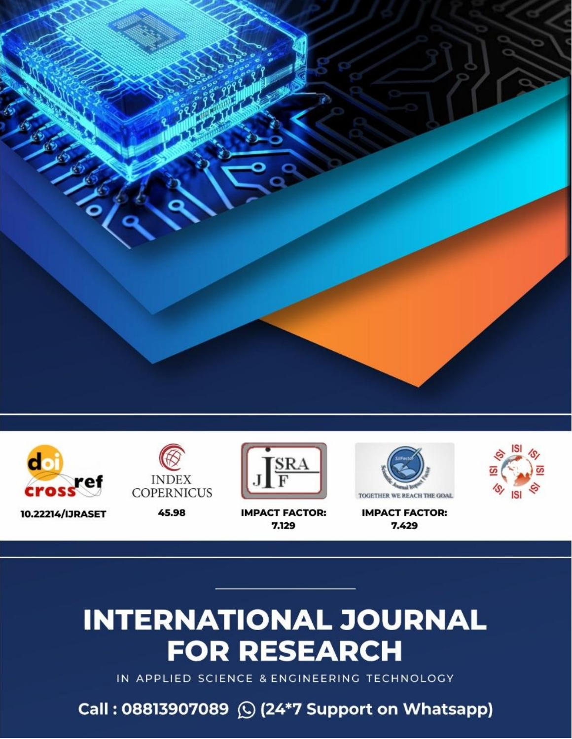10.22214/IJRASET

INDEX COPERNICUS

45.98

IMPACT FACTOR: 7.129

IMPACT FACTOR: 7.429

# INTERNATIONAL JOURNAL FOR RESEARCH

IN APPLIED SCIENCE & ENGINEERING TECHNOLOGY

Call : 08813907089 (24*7 Support on Whatsapp)